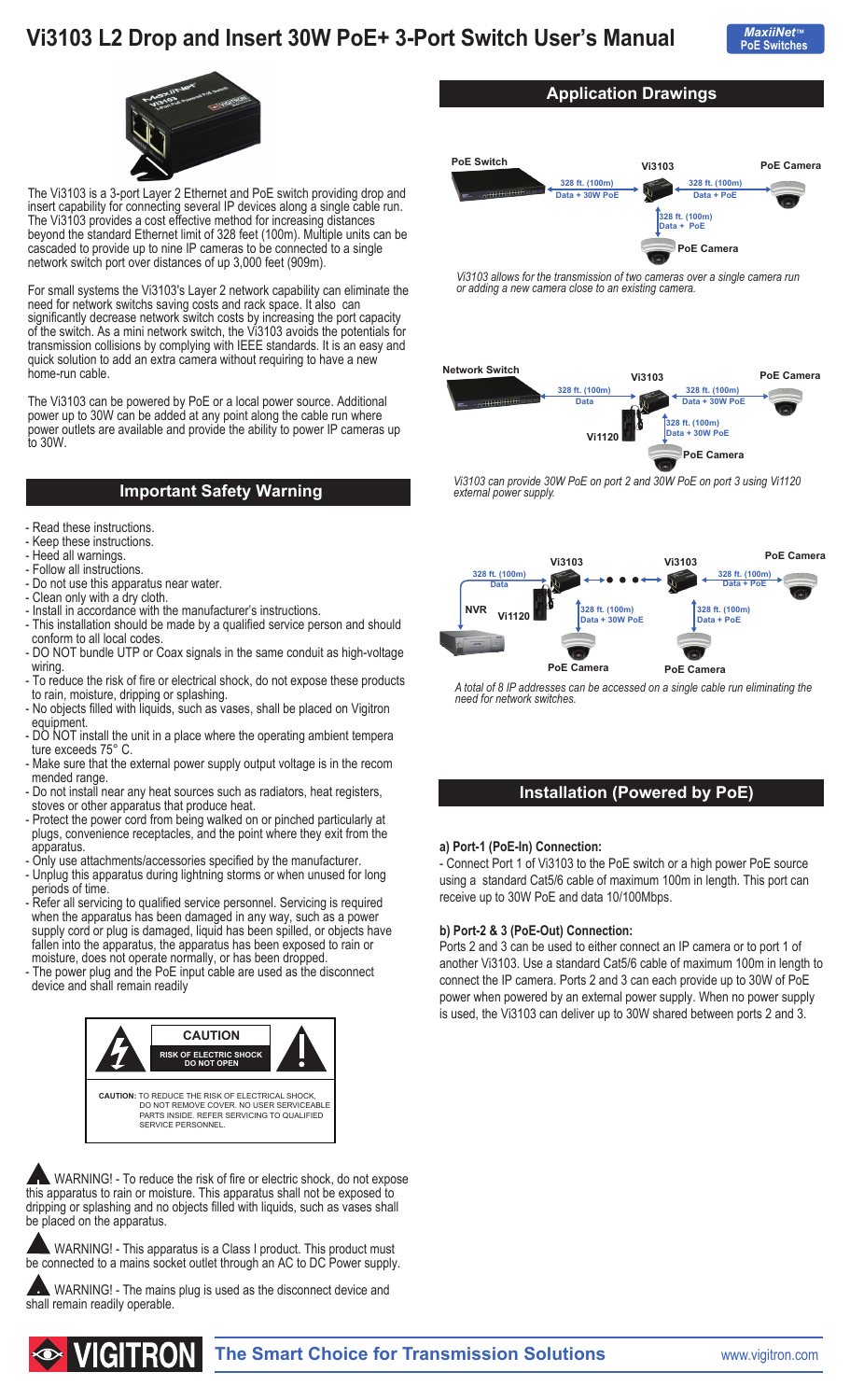# Vi3103 L2 Drop and Insert 30W PoE+ 3-Port Switch User's Manual

The Vi3103 is a 3-port Layer 2 Ethernet and PoE switch providing drop and insert capability for connecting several IP devices along a single cable run. The Vi3103 provides a cost effective method for increasing distances beyond the standard Ethernet limit of 328 feet (100m). Multiple units can be cascaded to provide up to nine IP cameras to be connected to a single network switch port over distances of up 3,000 feet (909m).

For small systems the Vi3103's Layer 2 network capability can eliminate the need for network switchs saving costs and rack space. It also can significantly decrease network switch costs by increasing the port capacity of the switch. As a mini network switch, the Vi3103 avoids the potentials for transmission collisions by complying with IEEE standards. It is an easy and quick solution to add an extra camera without requiring to have a new home-run cable.

The Vi3103 can be powered by PoE or a local power source. Additional power up to 30W can be added at any point along the cable run where power outlets are available and provide the ability to power IP cameras up to 30W.

## Important Safety Warning

- Read these instructions.
- Keep these instructions.
- Heed all warnings.
- Follow all instructions.
- Do not use this apparatus near water.
- Clean only with a dry cloth.
- Install in accordance with the manufacturer's instructions.
- This installation should be made by a qualified service person and should conform to all local codes.
- DO NOT bundle UTP or Coax signals in the same conduit as high-voltage wiring.
- To reduce the risk of fire or electrical shock, do not expose these products to rain, moisture, dripping or splashing.
- No objects filled with liquids, such as vases, shall be placed on Vigitron equipment.
- DO NOT install the unit in a place where the operating ambient tempera ture exceeds 75° C.
- Make sure that the external power supply output voltage is in the recom mended range.
- Do not install near any heat sources such as radiators, heat registers, stoves or other apparatus that produce heat.
- Protect the power cord from being walked on or pinched particularly at plugs, convenience receptacles, and the point where they exit from the apparatus.
- Only use attachments/accessories specified by the manufacturer.
- Unplug this apparatus during lightning storms or when unused for long periods of time.
- Refer all servicing to qualified service personnel. Servicing is required when the apparatus has been damaged in any way, such as a power supply cord or plug is damaged, liquid has been spilled, or objects have fallen into the apparatus, the apparatus has been exposed to rain or moisture, does not operate normally, or has been dropped.
- The power plug and the PoE input cable are used as the disconnect device and shall remain readily

**CAUTION**

**RISK OF ELECTRIC SHOCK DO NOT OPEN**

**CAUTION:** TO REDUCE THE RISK OF ELECTRICAL SHOCK, DO NOT REMOVE COVER. NO USER SERVICEABLE PARTS INSIDE. REFER SERVICING TO QUALIFIED SERVICE PERSONNEL.

WARNING! - To reduce the risk of fire or electric shock, do not expose this apparatus to rain or moisture. This apparatus shall not be exposed to dripping or splashing and no objects filled with liquids, such as vases shall be placed on the apparatus.

WARNING! - This apparatus is a Class I product. This product must be connected to a mains socket outlet through an AC to DC Power supply.

WARNING! - The mains plug is used as the disconnect device and shall remain readily operable.

## Application Drawings

PoE Switch — 328 ft. (100m) Data + 30W PoE — Vi3103 — 328 ft. (100m) Data + PoE — PoE Camera; 328 ft. (100m) Data + PoE — PoE Camera

*Vi3103 allows for the transmission of two cameras over a single camera run or adding a new camera close to an existing camera.*

Network Switch — 328 ft. (100m) Data — Vi3103 (Vi1120) — 328 ft. (100m) Data + 30W PoE — PoE Camera; 328 ft. (100m) Data + 30W PoE — PoE Camera

*Vi3103 can provide 30W PoE on port 2 and 30W PoE on port 3 using Vi1120 external power supply.*

NVR — 328 ft. (100m) Data — Vi3103 (Vi1120) — Vi3103 — 328 ft. (100m) Data + PoE — PoE Camera; 328 ft. (100m) Data + 30W PoE — PoE Camera; 328 ft. (100m) Data + PoE — PoE Camera

*A total of 8 IP addresses can be accessed on a single cable run eliminating the need for network switches.*

## Installation (Powered by PoE)

**a) Port-1 (PoE-In) Connection:**

- Connect Port 1 of Vi3103 to the PoE switch or a high power PoE source using a standard Cat5/6 cable of maximum 100m in length. This port can receive up to 30W PoE and data 10/100Mbps.

**b) Port-2 & 3 (PoE-Out) Connection:**

Ports 2 and 3 can be used to either connect an IP camera or to port 1 of another Vi3103. Use a standard Cat5/6 cable of maximum 100m in length to connect the IP camera. Ports 2 and 3 can each provide up to 30W of PoE power when powered by an external power supply. When no power supply is used, the Vi3103 can deliver up to 30W shared between ports 2 and 3.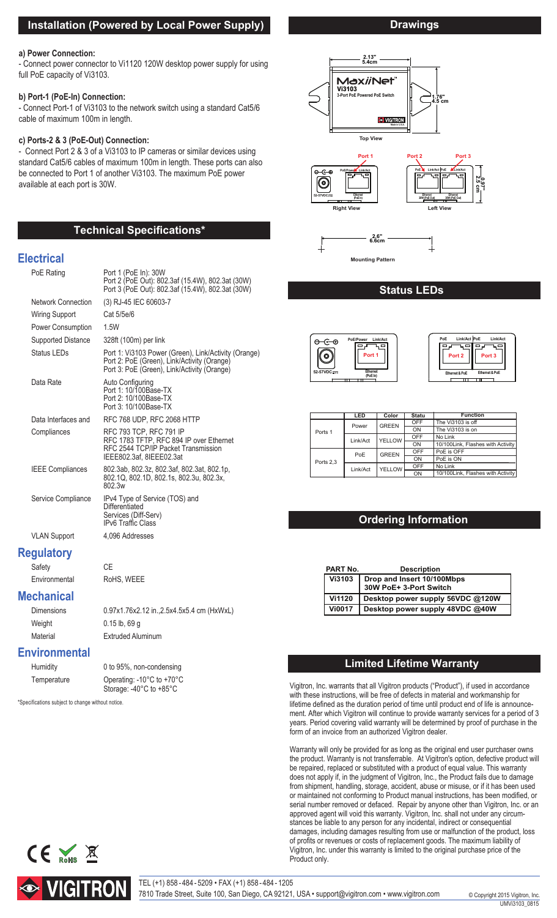## Installation (Powered by Local Power Supply)

**a) Power Connection:**

- Connect power connector to Vi1120 120W desktop power supply for using full PoE capacity of Vi3103.

**b) Port-1 (PoE-In) Connection:**

- Connect Port-1 of Vi3103 to the network switch using a standard Cat5/6 cable of maximum 100m in length.

**c) Ports-2 & 3 (PoE-Out) Connection:**

- Connect Port 2 & 3 of a Vi3103 to IP cameras or similar devices using standard Cat5/6 cables of maximum 100m in length. These ports can also be connected to Port 1 of another Vi3103. The maximum PoE power available at each port is 30W.

## Technical Specifications*

### Electrical

| | |
|---|---|
| PoE Rating | Port 1 (PoE In): 30W<br>Port 2 (PoE Out): 802.3af (15.4W), 802.3at (30W)<br>Port 3 (PoE Out): 802.3af (15.4W), 802.3at (30W) |
| Network Connection | (3) RJ-45 IEC 60603-7 |
| Wiring Support | Cat 5/5e/6 |
| Power Consumption | 1.5W |
| Supported Distance | 328ft (100m) per link |
| Status LEDs | Port 1: Vi3103 Power (Green), Link/Activity (Orange)<br>Port 2: PoE (Green), Link/Activity (Orange)<br>Port 3: PoE (Green), Link/Activity (Orange) |
| Data Rate | Auto Configuring<br>Port 1: 10/100Base-TX<br>Port 2: 10/100Base-TX<br>Port 3: 10/100Base-TX |
| Data Interfaces and | RFC 768 UDP, RFC 2068 HTTP |
| Compliances | RFC 793 TCP, RFC 791 IP<br>RFC 1783 TFTP, RFC 894 IP over Ethernet<br>RFC 2544 TCP/IP Packet Transmission<br>IEEE802.3af, 8IEEE02.3at |
| IEEE Compliances | 802.3ab, 802.3z, 802.3af, 802.3at, 802.1p, 802.1Q, 802.1D, 802.1s, 802.3u, 802.3x, 802.3w |
| Service Compliance | IPv4 Type of Service (TOS) and Differentiated Services (Diff-Serv)<br>IPv6 Traffic Class |
| VLAN Support | 4,096 Addresses |

### Regulatory

| | |
|---|---|
| Safety | CE |
| Environmental | RoHS, WEEE |

### Mechanical

| | |
|---|---|
| Dimensions | 0.97x1.76x2.12 in.,2.5x4.5x5.4 cm (HxWxL) |
| Weight | 0.15 lb, 69 g |
| Material | Extruded Aluminum |

### Environmental

| | |
|---|---|
| Humidity | 0 to 95%, non-condensing |
| Temperature | Operating: -10°C to +70°C<br>Storage: -40°C to +85°C |

*Specifications subject to change without notice.

## Drawings

2.13"
5.4cm

MaxiiNet
Vi3103
3-Port PoE Powered PoE Switch

1.76"
4.5 cm

VIGITRON
Made in U.S.A.

Top View

Port 1 Port 2 Port 3

PoE/Power Link/Act

52-57VDC

Ethernet (PoE In)

PoE Link/Act PoE Link/Act

Ethernet 30W (PoE Out) Ethernet 30W (PoE Out)

0.97"
2.5 cm

Right View Left View

2.6"
6.6cm

Mounting Pattern

## Status LEDs

PoE/Power Link/Act
Port 1
52-57VDC
Ethernet (PoE In)

PoE Link/Act PoE Link/Act
Port 2 Port 3
Ethernet & PoE Ethernet & PoE

| | LED | Color | Statu | Function |
|---|---|---|---|---|
| Ports 1 | Power | GREEN | OFF | The Vi3103 is off |
| | | | ON | The Vi3103 is on |
| | Link/Act | YELLOW | OFF | No Link |
| | | | ON | 10/100Link, Flashes with Activity |
| Ports 2,3 | PoE | GREEN | OFF | PoE is OFF |
| | | | ON | PoE is ON |
| | Link/Act | YELLOW | OFF | No Link |
| | | | ON | 10/100Link, Flashes with Activity |

## Ordering Information

| PART No. | Description |
|---|---|
| Vi3103 | Drop and Insert 10/100Mbps 30W PoE+ 3-Port Switch |
| Vi1120 | Desktop power supply 56VDC @120W |
| Vi0017 | Desktop power supply 48VDC @40W |

## Limited Lifetime Warranty

Vigitron, Inc. warrants that all Vigitron products ("Product"), if used in accordance with these instructions, will be free of defects in material and workmanship for lifetime defined as the duration period of time until product end of life is announcement. After which Vigitron will continue to provide warranty services for a period of 3 years. Period covering valid warranty will be determined by proof of purchase in the form of an invoice from an authorized Vigitron dealer.

Warranty will only be provided for as long as the original end user purchaser owns the product. Warranty is not transferrable. At Vigitron's option, defective product will be repaired, replaced or substituted with a product of equal value. This warranty does not apply if, in the judgment of Vigitron, Inc., the Product fails due to damage from shipment, handling, storage, accident, abuse or misuse, or if it has been used or maintained not conforming to Product manual instructions, has been modified, or serial number removed or defaced. Repair by anyone other than Vigitron, Inc. or an approved agent will void this warranty. Vigitron, Inc. shall not under any circumstances be liable to any person for any incidental, indirect or consequential damages, including damages resulting from use or malfunction of the product, loss of profits or revenues or costs of replacement goods. The maximum liability of Vigitron, Inc. under this warranty is limited to the original purchase price of the Product only.

CE RoHS

VIGITRON

TEL (+1) 858-484-5209 • FAX (+1) 858-484-1205
7810 Trade Street, Suite 100, San Diego, CA 92121, USA • support@vigitron.com • www.vigitron.com

© Copyright 2015 Vigitron, Inc.
UMVi3103_0815